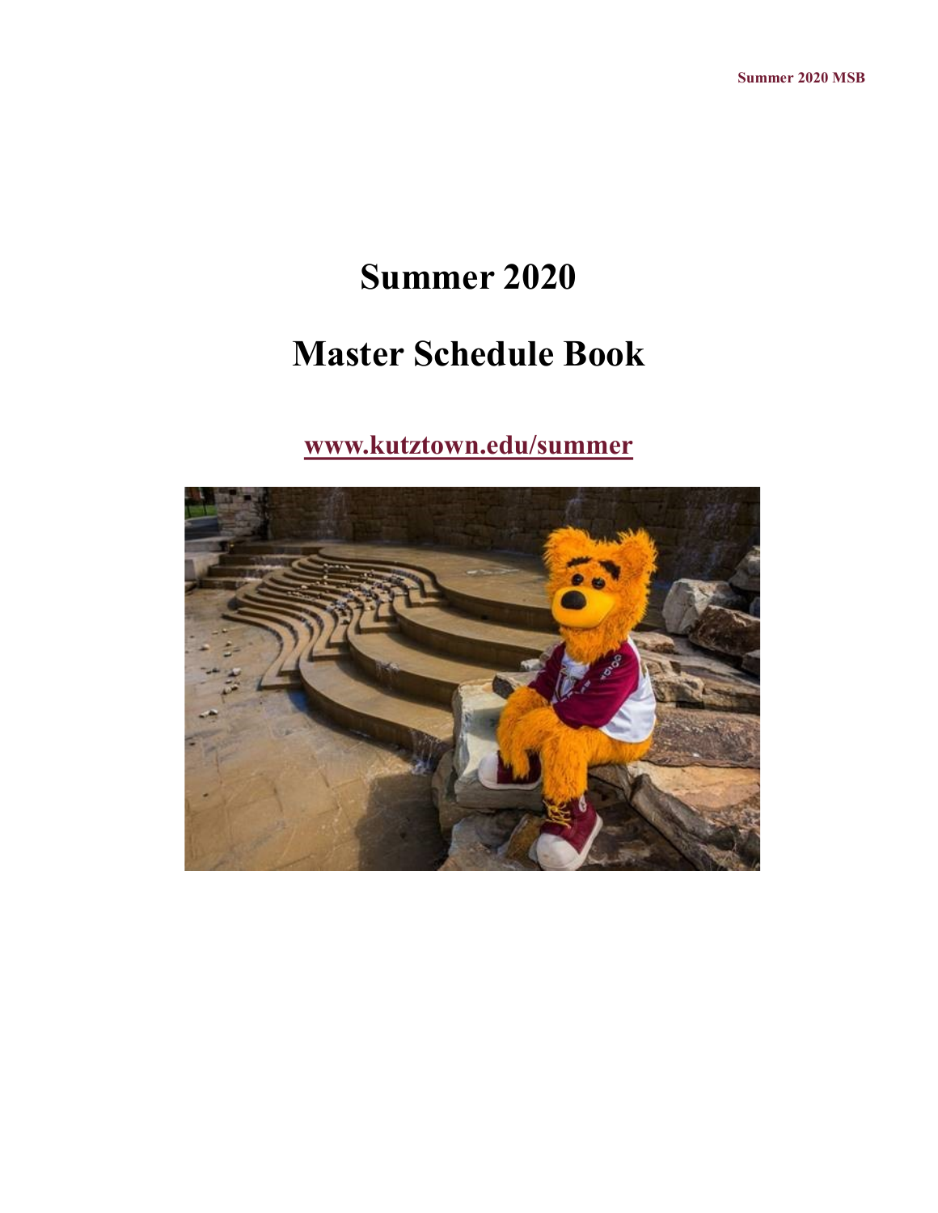# Summer 2020

# Master Schedule Book

[www.kutztown.edu/summer](http://www.kutztown.edu/summer)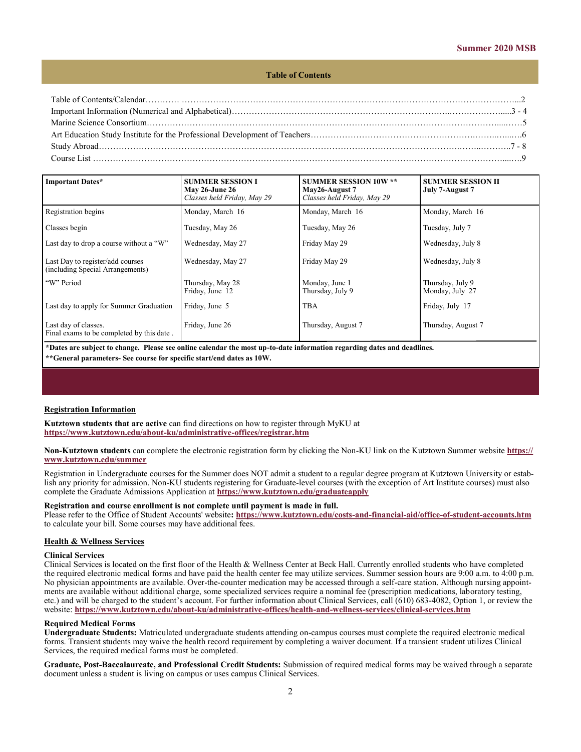## Table of Contents

Table of Contents/Calendar……..... ……………………………………………………………………………………………………...2
Important Information (Numerical and Alphabetical)…………………………………………………………………..………………......3 - 4
Marine Science Consortium……………………………………………………………………………………………………………......……5
Art Education Study Institute for the Professional Development of Teachers………………………………………………….……..…...….6
Study Abroad……………………………………………………………………………………………………………….……...………..7 - 8
Course List ………………………………………………………………………………………………………………………………......….9

| Important Dates* | SUMMER SESSION I<br>May 26-June 26<br>*Classes held Friday, May 29* | SUMMER SESSION 10W **<br>May26-August 7<br>*Classes held Friday, May 29* | SUMMER SESSION II<br>July 7-August 7 |
|---|---|---|---|
| Registration begins | Monday, March 16 | Monday, March 16 | Monday, March 16 |
| Classes begin | Tuesday, May 26 | Tuesday, May 26 | Tuesday, July 7 |
| Last day to drop a course without a "W" | Wednesday, May 27 | Friday May 29 | Wednesday, July 8 |
| Last Day to register/add courses (including Special Arrangements) | Wednesday, May 27 | Friday May 29 | Wednesday, July 8 |
| "W" Period | Thursday, May 28<br>Friday, June 12 | Monday, June 1<br>Thursday, July 9 | Thursday, July 9<br>Monday, July 27 |
| Last day to apply for Summer Graduation | Friday, June 5 | TBA | Friday, July 17 |
| Last day of classes. Final exams to be completed by this date . | Friday, June 26 | Thursday, August 7 | Thursday, August 7 |

**\*Dates are subject to change. Please see online calendar the most up-to-date information regarding dates and deadlines.**
**\*\*General parameters- See course for specific start/end dates as 10W.**

## Registration Information

**Kutztown students that are active** can find directions on how to register through MyKU at **https://www.kutztown.edu/about-ku/administrative-offices/registrar.htm**

**Non-Kutztown students** can complete the electronic registration form by clicking the Non-KU link on the Kutztown Summer website **https://www.kutztown.edu/summer**

Registration in Undergraduate courses for the Summer does NOT admit a student to a regular degree program at Kutztown University or establish any priority for admission. Non-KU students registering for Graduate-level courses (with the exception of Art Institute courses) must also complete the Graduate Admissions Application at **https://www.kutztown.edu/graduateapply**

**Registration and course enrollment is not complete until payment is made in full.**
Please refer to the Office of Student Accounts' website**: https://www.kutztown.edu/costs-and-financial-aid/office-of-student-accounts.htm** to calculate your bill. Some courses may have additional fees.

## Health & Wellness Services

### Clinical Services

Clinical Services is located on the first floor of the Health & Wellness Center at Beck Hall. Currently enrolled students who have completed the required electronic medical forms and have paid the health center fee may utilize services. Summer session hours are 9:00 a.m. to 4:00 p.m. No physician appointments are available. Over-the-counter medication may be accessed through a self-care station. Although nursing appointments are available without additional charge, some specialized services require a nominal fee (prescription medications, laboratory testing, etc.) and will be charged to the student's account. For further information about Clinical Services, call (610) 683-4082, Option 1, or review the website: **https://www.kutztown.edu/about-ku/administrative-offices/health-and-wellness-services/clinical-services.htm**

### Required Medical Forms

**Undergraduate Students:** Matriculated undergraduate students attending on-campus courses must complete the required electronic medical forms. Transient students may waive the health record requirement by completing a waiver document. If a transient student utilizes Clinical Services, the required medical forms must be completed.

**Graduate, Post-Baccalaureate, and Professional Credit Students:** Submission of required medical forms may be waived through a separate document unless a student is living on campus or uses campus Clinical Services.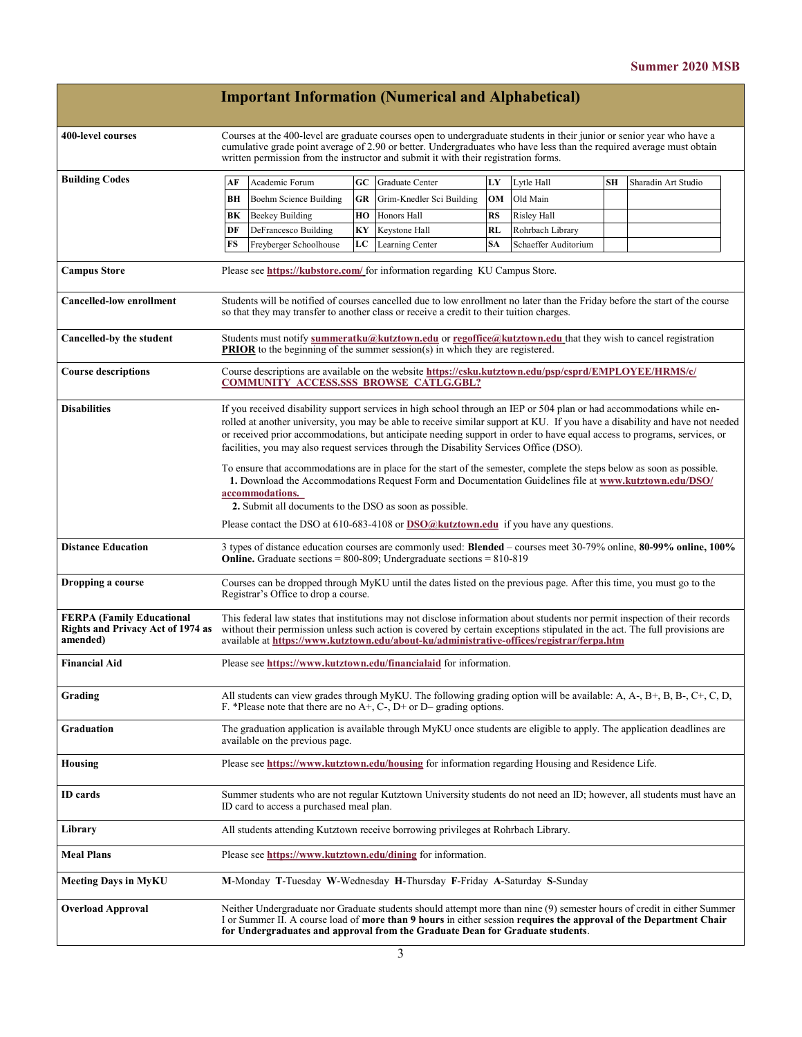# Important Information (Numerical and Alphabetical)

**400-level courses**

Courses at the 400-level are graduate courses open to undergraduate students in their junior or senior year who have a cumulative grade point average of 2.90 or better. Undergraduates who have less than the required average must obtain written permission from the instructor and submit it with their registration forms.

**Building Codes**

| | | | | | | | |
|---|---|---|---|---|---|---|---|
| **AF** | Academic Forum | **GC** | Graduate Center | **LY** | Lytle Hall | **SH** | Sharadin Art Studio |
| **BH** | Boehm Science Building | **GR** | Grim-Knedler Sci Building | **OM** | Old Main | | |
| **BK** | Beekey Building | **HO** | Honors Hall | **RS** | Risley Hall | | |
| **DF** | DeFrancesco Building | **KY** | Keystone Hall | **RL** | Rohrbach Library | | |
| **FS** | Freyberger Schoolhouse | **LC** | Learning Center | **SA** | Schaeffer Auditorium | | |

**Campus Store**

Please see **https://kubstore.com/** for information regarding KU Campus Store.

**Cancelled-low enrollment**

Students will be notified of courses cancelled due to low enrollment no later than the Friday before the start of the course so that they may transfer to another class or receive a credit to their tuition charges.

**Cancelled-by the student**

Students must notify **summeratku@kutztown.edu** or **regoffice@kutztown.edu** that they wish to cancel registration **PRIOR** to the beginning of the summer session(s) in which they are registered.

**Course descriptions**

Course descriptions are available on the website **https://csku.kutztown.edu/psp/csprd/EMPLOYEE/HRMS/c/COMMUNITY_ACCESS.SSS_BROWSE_CATLG.GBL?**

**Disabilities**

If you received disability support services in high school through an IEP or 504 plan or had accommodations while enrolled at another university, you may be able to receive similar support at KU. If you have a disability and have not needed or received prior accommodations, but anticipate needing support in order to have equal access to programs, services, or facilities, you may also request services through the Disability Services Office (DSO).

To ensure that accommodations are in place for the start of the semester, complete the steps below as soon as possible.

1. Download the Accommodations Request Form and Documentation Guidelines file at **www.kutztown.edu/DSO/accommodations.**
2. Submit all documents to the DSO as soon as possible.

Please contact the DSO at 610-683-4108 or **DSO@kutztown.edu** if you have any questions.

**Distance Education**

3 types of distance education courses are commonly used: **Blended** – courses meet 30-79% online, **80-99% online, 100% Online.** Graduate sections = 800-809; Undergraduate sections = 810-819

**Dropping a course**

Courses can be dropped through MyKU until the dates listed on the previous page. After this time, you must go to the Registrar's Office to drop a course.

**FERPA (Family Educational Rights and Privacy Act of 1974 as amended)**

This federal law states that institutions may not disclose information about students nor permit inspection of their records without their permission unless such action is covered by certain exceptions stipulated in the act. The full provisions are available at **https://www.kutztown.edu/about-ku/administrative-offices/registrar/ferpa.htm**

**Financial Aid**

Please see **https://www.kutztown.edu/financialaid** for information.

**Grading**

All students can view grades through MyKU. The following grading option will be available: A, A-, B+, B, B-, C+, C, D, F. *Please note that there are no A+, C-, D+ or D– grading options.

**Graduation**

The graduation application is available through MyKU once students are eligible to apply. The application deadlines are available on the previous page.

**Housing**

Please see **https://www.kutztown.edu/housing** for information regarding Housing and Residence Life.

**ID cards**

Summer students who are not regular Kutztown University students do not need an ID; however, all students must have an ID card to access a purchased meal plan.

**Library**

All students attending Kutztown receive borrowing privileges at Rohrbach Library.

**Meal Plans**

Please see **https://www.kutztown.edu/dining** for information.

**Meeting Days in MyKU**

**M**-Monday **T**-Tuesday **W**-Wednesday **H**-Thursday **F**-Friday **A**-Saturday **S**-Sunday

**Overload Approval**

Neither Undergraduate nor Graduate students should attempt more than nine (9) semester hours of credit in either Summer I or Summer II. A course load of **more than 9 hours** in either session **requires the approval of the Department Chair for Undergraduates and approval from the Graduate Dean for Graduate students**.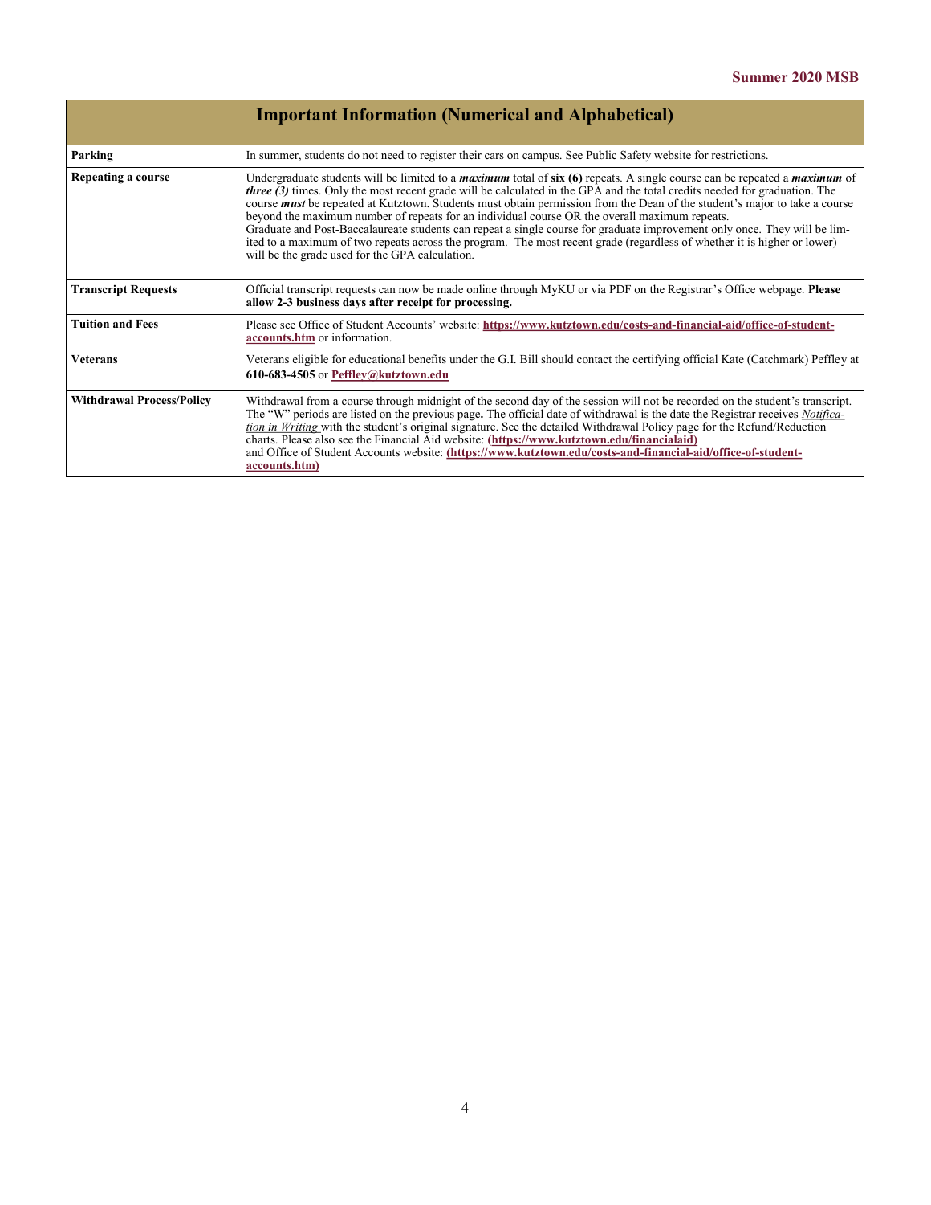## Important Information (Numerical and Alphabetical)

| | |
|---|---|
| **Parking** | In summer, students do not need to register their cars on campus. See Public Safety website for restrictions. |
| **Repeating a course** | Undergraduate students will be limited to a ***maximum*** total of **six (6)** repeats. A single course can be repeated a ***maximum*** of ***three (3)*** times. Only the most recent grade will be calculated in the GPA and the total credits needed for graduation. The course ***must*** be repeated at Kutztown. Students must obtain permission from the Dean of the student's major to take a course beyond the maximum number of repeats for an individual course OR the overall maximum repeats. Graduate and Post-Baccalaureate students can repeat a single course for graduate improvement only once. They will be limited to a maximum of two repeats across the program. The most recent grade (regardless of whether it is higher or lower) will be the grade used for the GPA calculation. |
| **Transcript Requests** | Official transcript requests can now be made online through MyKU or via PDF on the Registrar's Office webpage. **Please allow 2-3 business days after receipt for processing.** |
| **Tuition and Fees** | Please see Office of Student Accounts' website: **https://www.kutztown.edu/costs-and-financial-aid/office-of-student-accounts.htm** or information. |
| **Veterans** | Veterans eligible for educational benefits under the G.I. Bill should contact the certifying official Kate (Catchmark) Peffley at **610-683-4505** or **Peffley@kutztown.edu** |
| **Withdrawal Process/Policy** | Withdrawal from a course through midnight of the second day of the session will not be recorded on the student's transcript. The "W" periods are listed on the previous page**.** The official date of withdrawal is the date the Registrar receives *Notification in Writing* with the student's original signature. See the detailed Withdrawal Policy page for the Refund/Reduction charts. Please also see the Financial Aid website: **(https://www.kutztown.edu/financialaid)** and Office of Student Accounts website: **(https://www.kutztown.edu/costs-and-financial-aid/office-of-student-accounts.htm)** |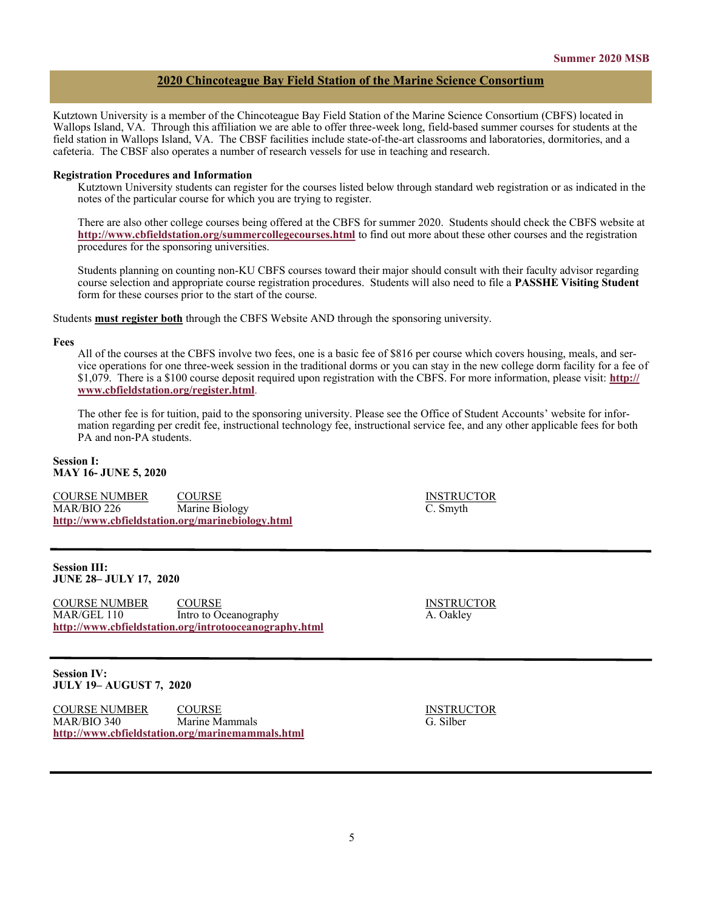## 2020 Chincoteague Bay Field Station of the Marine Science Consortium

Kutztown University is a member of the Chincoteague Bay Field Station of the Marine Science Consortium (CBFS) located in Wallops Island, VA. Through this affiliation we are able to offer three-week long, field-based summer courses for students at the field station in Wallops Island, VA. The CBSF facilities include state-of-the-art classrooms and laboratories, dormitories, and a cafeteria. The CBSF also operates a number of research vessels for use in teaching and research.

**Registration Procedures and Information**

Kutztown University students can register for the courses listed below through standard web registration or as indicated in the notes of the particular course for which you are trying to register.

There are also other college courses being offered at the CBFS for summer 2020. Students should check the CBFS website at **http://www.cbfieldstation.org/summercollegecourses.html** to find out more about these other courses and the registration procedures for the sponsoring universities.

Students planning on counting non-KU CBFS courses toward their major should consult with their faculty advisor regarding course selection and appropriate course registration procedures. Students will also need to file a **PASSHE Visiting Student** form for these courses prior to the start of the course.

Students **must register both** through the CBFS Website AND through the sponsoring university.

**Fees**

All of the courses at the CBFS involve two fees, one is a basic fee of $816 per course which covers housing, meals, and service operations for one three-week session in the traditional dorms or you can stay in the new college dorm facility for a fee of $1,079. There is a $100 course deposit required upon registration with the CBFS. For more information, please visit: **http://www.cbfieldstation.org/register.html**.

The other fee is for tuition, paid to the sponsoring university. Please see the Office of Student Accounts' website for information regarding per credit fee, instructional technology fee, instructional service fee, and any other applicable fees for both PA and non-PA students.

**Session I:**
**MAY 16- JUNE 5, 2020**

| COURSE NUMBER | COURSE | INSTRUCTOR |
|---|---|---|
| MAR/BIO 226 | Marine Biology | C. Smyth |

**http://www.cbfieldstation.org/marinebiology.html**

---

**Session III:**
**JUNE 28– JULY 17, 2020**

| COURSE NUMBER | COURSE | INSTRUCTOR |
|---|---|---|
| MAR/GEL 110 | Intro to Oceanography | A. Oakley |

**http://www.cbfieldstation.org/introtooceanography.html**

---

**Session IV:**
**JULY 19– AUGUST 7, 2020**

| COURSE NUMBER | COURSE | INSTRUCTOR |
|---|---|---|
| MAR/BIO 340 | Marine Mammals | G. Silber |

**http://www.cbfieldstation.org/marinemammals.html**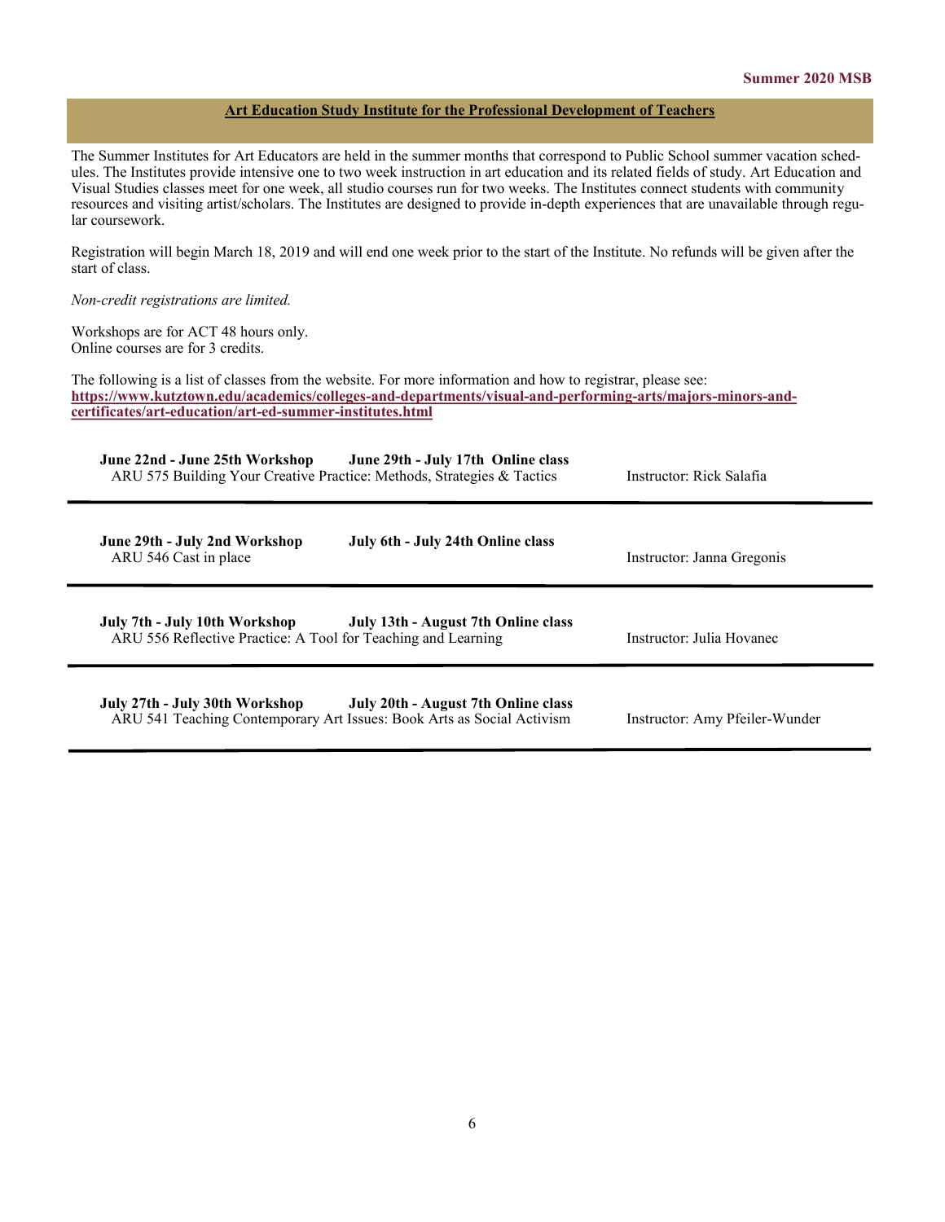## Art Education Study Institute for the Professional Development of Teachers

The Summer Institutes for Art Educators are held in the summer months that correspond to Public School summer vacation schedules. The Institutes provide intensive one to two week instruction in art education and its related fields of study. Art Education and Visual Studies classes meet for one week, all studio courses run for two weeks. The Institutes connect students with community resources and visiting artist/scholars. The Institutes are designed to provide in-depth experiences that are unavailable through regular coursework.

Registration will begin March 18, 2019 and will end one week prior to the start of the Institute. No refunds will be given after the start of class.

*Non-credit registrations are limited.*

Workshops are for ACT 48 hours only.
Online courses are for 3 credits.

The following is a list of classes from the website. For more information and how to registrar, please see:
**https://www.kutztown.edu/academics/colleges-and-departments/visual-and-performing-arts/majors-minors-and-certificates/art-education/art-ed-summer-institutes.html**

---

**June 22nd - June 25th Workshop** **June 29th - July 17th Online class**
ARU 575 Building Your Creative Practice: Methods, Strategies & Tactics — Instructor: Rick Salafia

---

**June 29th - July 2nd Workshop** **July 6th - July 24th Online class**
ARU 546 Cast in place — Instructor: Janna Gregonis

---

**July 7th - July 10th Workshop** **July 13th - August 7th Online class**
ARU 556 Reflective Practice: A Tool for Teaching and Learning — Instructor: Julia Hovanec

---

**July 27th - July 30th Workshop** **July 20th - August 7th Online class**
ARU 541 Teaching Contemporary Art Issues: Book Arts as Social Activism — Instructor: Amy Pfeiler-Wunder

---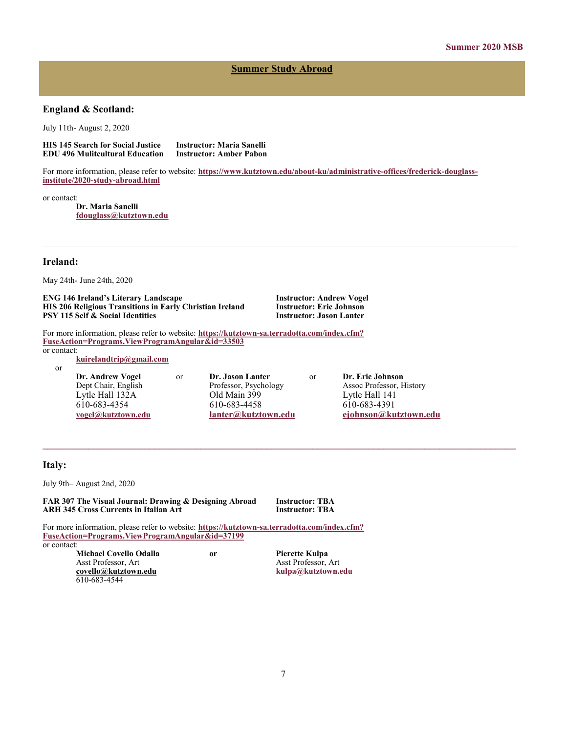## Summer Study Abroad

### England & Scotland:

July 11th- August 2, 2020

**HIS 145 Search for Social Justice** — **Instructor: Maria Sanelli**
**EDU 496 Mulitcultural Education** — **Instructor: Amber Pabon**

For more information, please refer to website: **https://www.kutztown.edu/about-ku/administrative-offices/frederick-douglass-institute/2020-study-abroad.html**

or contact:

**Dr. Maria Sanelli**
**fdouglass@kutztown.edu**

---

### Ireland:

May 24th- June 24th, 2020

**ENG 146 Ireland's Literary Landscape** — **Instructor: Andrew Vogel**
**HIS 206 Religious Transitions in Early Christian Ireland** — **Instructor: Eric Johnson**
**PSY 115 Self & Social Identities** — **Instructor: Jason Lanter**

For more information, please refer to website: **https://kutztown-sa.terradotta.com/index.cfm?FuseAction=Programs.ViewProgramAngular&id=33503**

or contact:

**kuirelandtrip@gmail.com**

or

| | | | | |
|---|---|---|---|---|
| **Dr. Andrew Vogel** | or | **Dr. Jason Lanter** | or | **Dr. Eric Johnson** |
| Dept Chair, English | | Professor, Psychology | | Assoc Professor, History |
| Lytle Hall 132A | | Old Main 399 | | Lytle Hall 141 |
| 610-683-4354 | | 610-683-4458 | | 610-683-4391 |
| **vogel@kutztown.edu** | | **lanter@kutztown.edu** | | **ejohnson@kutztown.edu** |

---

### Italy:

July 9th– August 2nd, 2020

**FAR 307 The Visual Journal: Drawing & Designing Abroad** — **Instructor: TBA**
**ARH 345 Cross Currents in Italian Art** — **Instructor: TBA**

For more information, please refer to website: **https://kutztown-sa.terradotta.com/index.cfm?FuseAction=Programs.ViewProgramAngular&id=37199**

or contact:

| | | |
|---|---|---|
| **Michael Covello Odalla** | **or** | **Pierette Kulpa** |
| Asst Professor, Art | | Asst Professor, Art |
| **covello@kutztown.edu** | | **kulpa@kutztown.edu** |
| 610-683-4544 | | |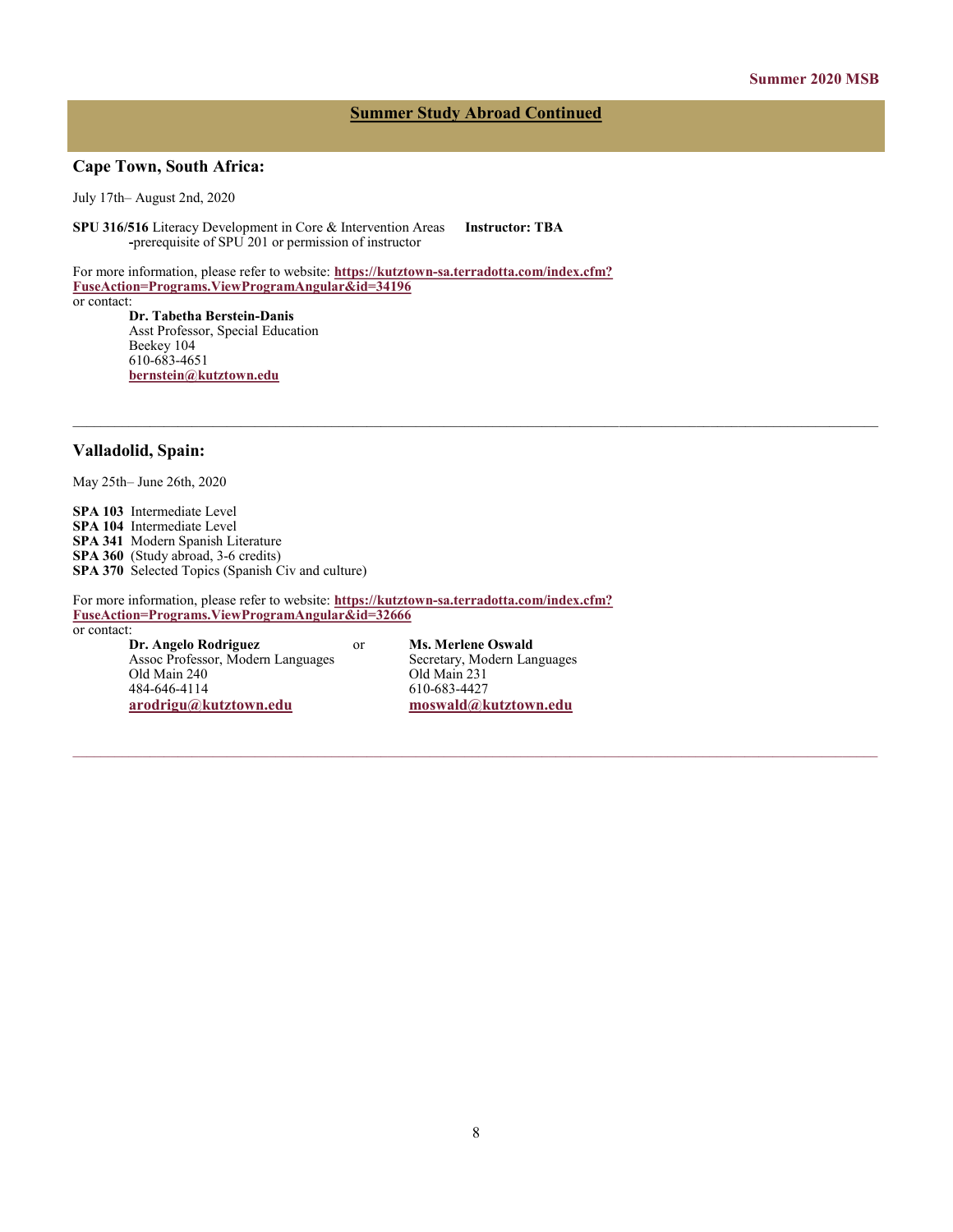## Summer Study Abroad Continued

### Cape Town, South Africa:

July 17th– August 2nd, 2020

**SPU 316/516** Literacy Development in Core & Intervention Areas **Instructor: TBA**
-prerequisite of SPU 201 or permission of instructor

For more information, please refer to website: **https://kutztown-sa.terradotta.com/index.cfm?FuseAction=Programs.ViewProgramAngular&id=34196**
or contact:

**Dr. Tabetha Berstein-Danis**
Asst Professor, Special Education
Beekey 104
610-683-4651
**bernstein@kutztown.edu**

---

### Valladolid, Spain:

May 25th– June 26th, 2020

**SPA 103** Intermediate Level
**SPA 104** Intermediate Level
**SPA 341** Modern Spanish Literature
**SPA 360** (Study abroad, 3-6 credits)
**SPA 370** Selected Topics (Spanish Civ and culture)

For more information, please refer to website: **https://kutztown-sa.terradotta.com/index.cfm?FuseAction=Programs.ViewProgramAngular&id=32666**
or contact:

**Dr. Angelo Rodriguez**
Assoc Professor, Modern Languages
Old Main 240
484-646-4114
**arodrigu@kutztown.edu**

or

**Ms. Merlene Oswald**
Secretary, Modern Languages
Old Main 231
610-683-4427
**moswald@kutztown.edu**

---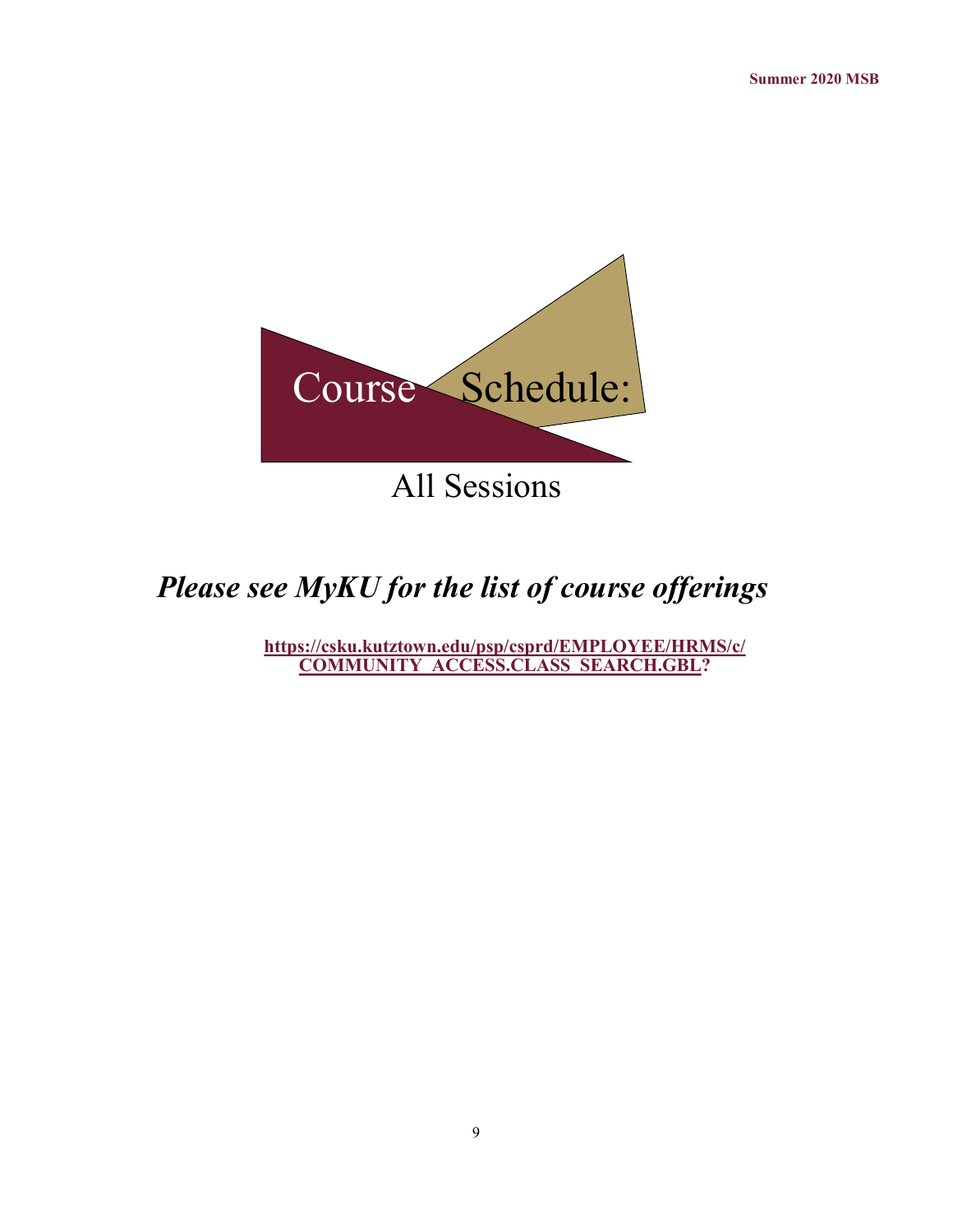# Course Schedule:

## All Sessions

***Please see MyKU for the list of course offerings***

**https://csku.kutztown.edu/psp/csprd/EMPLOYEE/HRMS/c/COMMUNITY_ACCESS.CLASS_SEARCH.GBL?**